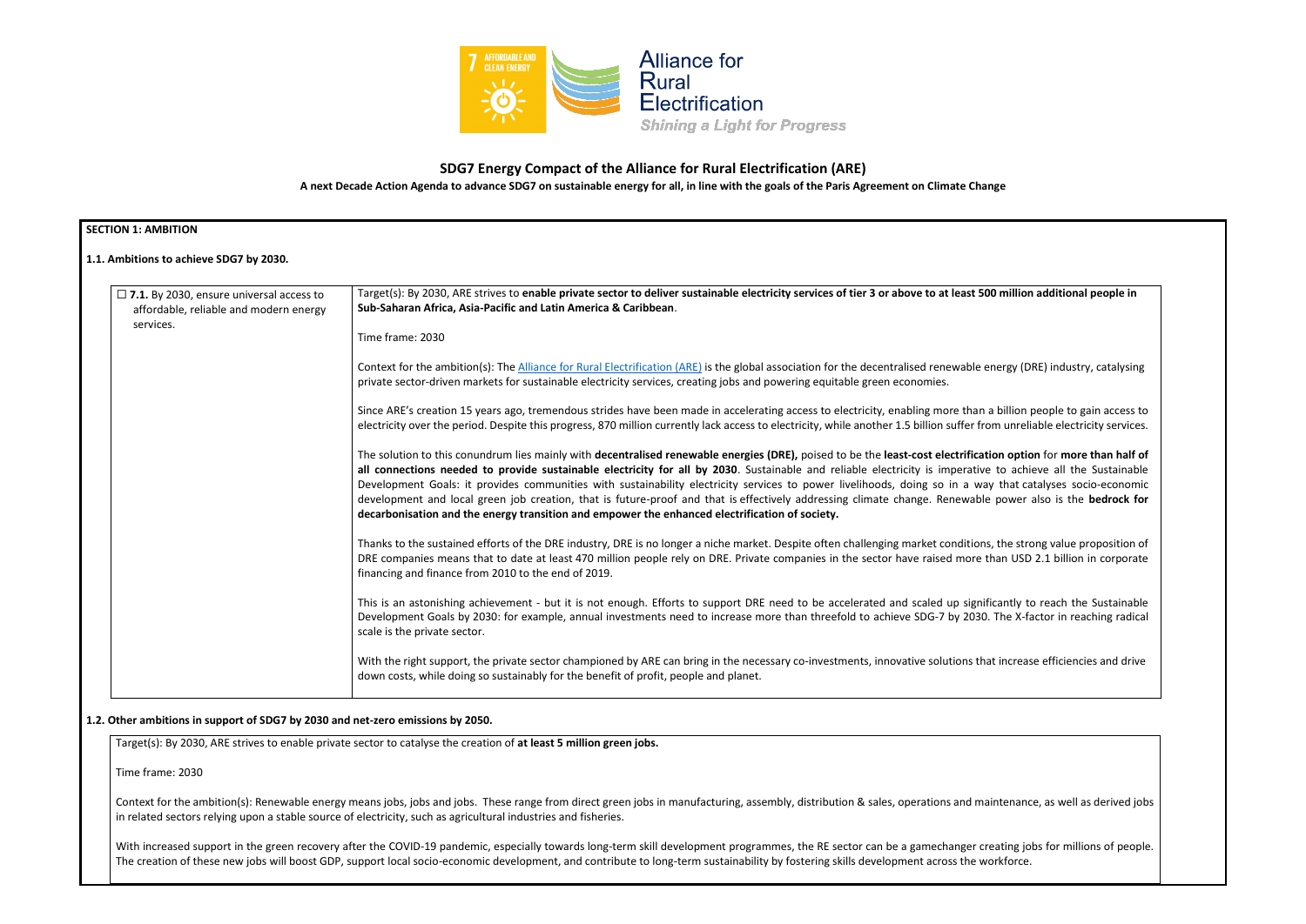# SDG7 Energy Compact of the Alliance for Rural Electrification (ARE)

**A next Decade Action Agenda to advance SDG7 on sustainable energy for all, in line with the goals of the Paris Agreement on Climate Change**

## SECTION 1: AMBITION

### 1.1. Ambitions to achieve SDG7 by 2030.

| | |
|---|---|
| ☐ **7.1.** By 2030, ensure universal access to affordable, reliable and modern energy services. | Target(s): By 2030, ARE strives to **enable private sector to deliver sustainable electricity services of tier 3 or above to at least 500 million additional people in Sub-Saharan Africa, Asia-Pacific and Latin America & Caribbean**.<br><br>Time frame: 2030<br><br>Context for the ambition(s): The [Alliance for Rural Electrification (ARE)] is the global association for the decentralised renewable energy (DRE) industry, catalysing private sector-driven markets for sustainable electricity services, creating jobs and powering equitable green economies.<br><br>Since ARE's creation 15 years ago, tremendous strides have been made in accelerating access to electricity, enabling more than a billion people to gain access to electricity over the period. Despite this progress, 870 million currently lack access to electricity, while another 1.5 billion suffer from unreliable electricity services.<br><br>The solution to this conundrum lies mainly with **decentralised renewable energies (DRE),** poised to be the **least-cost electrification option** for **more than half of all connections needed to provide sustainable electricity for all by 2030**. Sustainable and reliable electricity is imperative to achieve all the Sustainable Development Goals: it provides communities with sustainability electricity services to power livelihoods, doing so in a way that catalyses socio-economic development and local green job creation, that is future-proof and that is effectively addressing climate change. Renewable power also is the **bedrock for decarbonisation and the energy transition and empower the enhanced electrification of society.**<br><br>Thanks to the sustained efforts of the DRE industry, DRE is no longer a niche market. Despite often challenging market conditions, the strong value proposition of DRE companies means that to date at least 470 million people rely on DRE. Private companies in the sector have raised more than USD 2.1 billion in corporate financing and finance from 2010 to the end of 2019.<br><br>This is an astonishing achievement - but it is not enough. Efforts to support DRE need to be accelerated and scaled up significantly to reach the Sustainable Development Goals by 2030: for example, annual investments need to increase more than threefold to achieve SDG-7 by 2030. The X-factor in reaching radical scale is the private sector.<br><br>With the right support, the private sector championed by ARE can bring in the necessary co-investments, innovative solutions that increase efficiencies and drive down costs, while doing so sustainably for the benefit of profit, people and planet. |

### 1.2. Other ambitions in support of SDG7 by 2030 and net-zero emissions by 2050.

Target(s): By 2030, ARE strives to enable private sector to catalyse the creation of **at least 5 million green jobs.**

Time frame: 2030

Context for the ambition(s): Renewable energy means jobs, jobs and jobs. These range from direct green jobs in manufacturing, assembly, distribution & sales, operations and maintenance, as well as derived jobs in related sectors relying upon a stable source of electricity, such as agricultural industries and fisheries.

With increased support in the green recovery after the COVID-19 pandemic, especially towards long-term skill development programmes, the RE sector can be a gamechanger creating jobs for millions of people. The creation of these new jobs will boost GDP, support local socio-economic development, and contribute to long-term sustainability by fostering skills development across the workforce.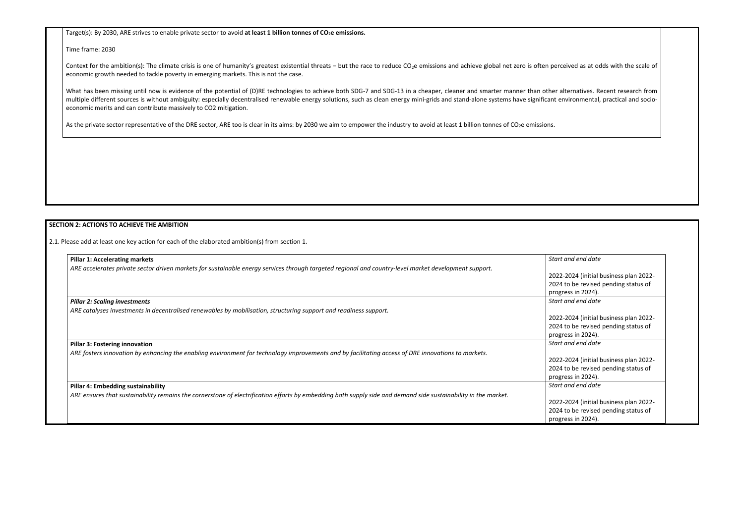Target(s): By 2030, ARE strives to enable private sector to avoid **at least 1 billion tonnes of $CO_2$e emissions.**

Time frame: 2030

Context for the ambition(s): The climate crisis is one of humanity's greatest existential threats – but the race to reduce $CO_2$e emissions and achieve global net zero is often perceived as at odds with the scale of economic growth needed to tackle poverty in emerging markets. This is not the case.

What has been missing until now is evidence of the potential of (D)RE technologies to achieve both SDG-7 and SDG-13 in a cheaper, cleaner and smarter manner than other alternatives. Recent research from multiple different sources is without ambiguity: especially decentralised renewable energy solutions, such as clean energy mini-grids and stand-alone systems have significant environmental, practical and socio-economic merits and can contribute massively to CO2 mitigation.

As the private sector representative of the DRE sector, ARE too is clear in its aims: by 2030 we aim to empower the industry to avoid at least 1 billion tonnes of $CO_2$e emissions.

## SECTION 2: ACTIONS TO ACHIEVE THE AMBITION

2.1. Please add at least one key action for each of the elaborated ambition(s) from section 1.

| Action | Start and end date |
| --- | --- |
| **Pillar 1: Accelerating markets**<br>*ARE accelerates private sector driven markets for sustainable energy services through targeted regional and country-level market development support.* | *Start and end date*<br><br>2022-2024 (initial business plan 2022-2024 to be revised pending status of progress in 2024). |
| ***Pillar 2: Scaling investments***<br>*ARE catalyses investments in decentralised renewables by mobilisation, structuring support and readiness support.* | *Start and end date*<br><br>2022-2024 (initial business plan 2022-2024 to be revised pending status of progress in 2024). |
| **Pillar 3: Fostering innovation**<br>*ARE fosters innovation by enhancing the enabling environment for technology improvements and by facilitating access of DRE innovations to markets.* | *Start and end date*<br><br>2022-2024 (initial business plan 2022-2024 to be revised pending status of progress in 2024). |
| **Pillar 4: Embedding sustainability**<br>*ARE ensures that sustainability remains the cornerstone of electrification efforts by embedding both supply side and demand side sustainability in the market.* | *Start and end date*<br><br>2022-2024 (initial business plan 2022-2024 to be revised pending status of progress in 2024). |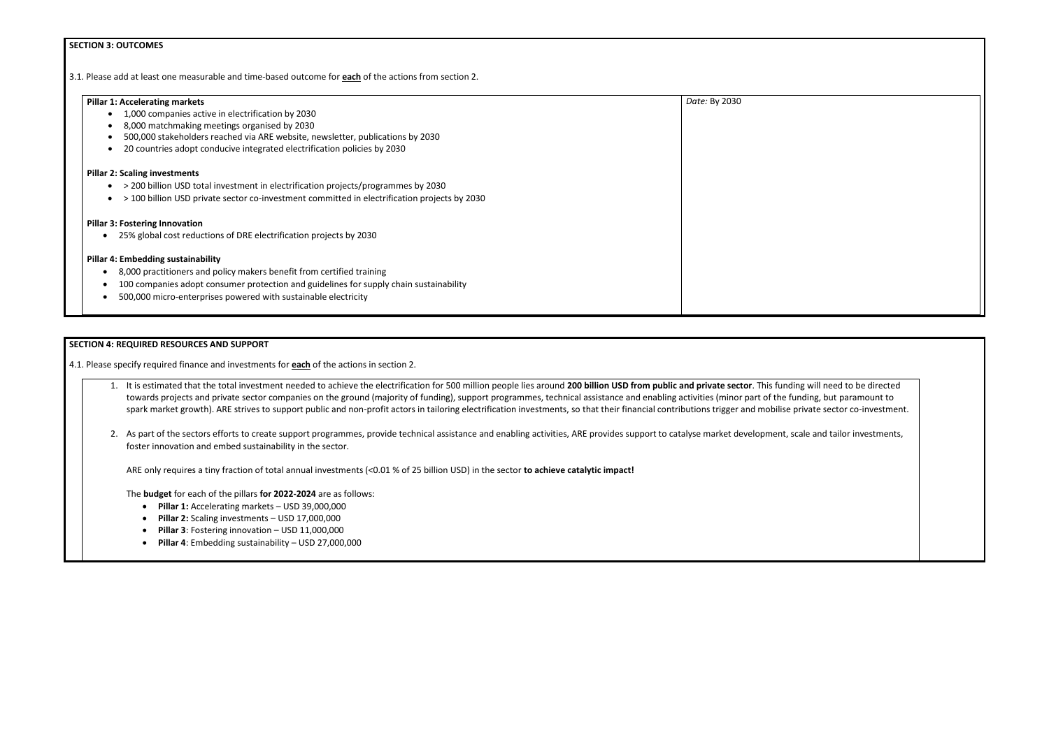**SECTION 3: OUTCOMES**

3.1. Please add at least one measurable and time-based outcome for **each** of the actions from section 2.

| **Pillar 1: Accelerating markets**<br>• 1,000 companies active in electrification by 2030<br>• 8,000 matchmaking meetings organised by 2030<br>• 500,000 stakeholders reached via ARE website, newsletter, publications by 2030<br>• 20 countries adopt conducive integrated electrification policies by 2030<br><br>**Pillar 2: Scaling investments**<br>• > 200 billion USD total investment in electrification projects/programmes by 2030<br>• > 100 billion USD private sector co-investment committed in electrification projects by 2030<br><br>**Pillar 3: Fostering Innovation**<br>• 25% global cost reductions of DRE electrification projects by 2030<br><br>**Pillar 4: Embedding sustainability**<br>• 8,000 practitioners and policy makers benefit from certified training<br>• 100 companies adopt consumer protection and guidelines for supply chain sustainability<br>• 500,000 micro-enterprises powered with sustainable electricity | *Date:* By 2030 |
|---|---|

**SECTION 4: REQUIRED RESOURCES AND SUPPORT**

4.1. Please specify required finance and investments for **each** of the actions in section 2.

1. It is estimated that the total investment needed to achieve the electrification for 500 million people lies around **200 billion USD from public and private sector**. This funding will need to be directed towards projects and private sector companies on the ground (majority of funding), support programmes, technical assistance and enabling activities (minor part of the funding, but paramount to spark market growth). ARE strives to support public and non-profit actors in tailoring electrification investments, so that their financial contributions trigger and mobilise private sector co-investment.

2. As part of the sectors efforts to create support programmes, provide technical assistance and enabling activities, ARE provides support to catalyse market development, scale and tailor investments, foster innovation and embed sustainability in the sector.

   ARE only requires a tiny fraction of total annual investments (<0.01 % of 25 billion USD) in the sector **to achieve catalytic impact!**

   The **budget** for each of the pillars **for 2022-2024** are as follows:

   - **Pillar 1:** Accelerating markets – USD 39,000,000
   - **Pillar 2:** Scaling investments – USD 17,000,000
   - **Pillar 3**: Fostering innovation – USD 11,000,000
   - **Pillar 4**: Embedding sustainability – USD 27,000,000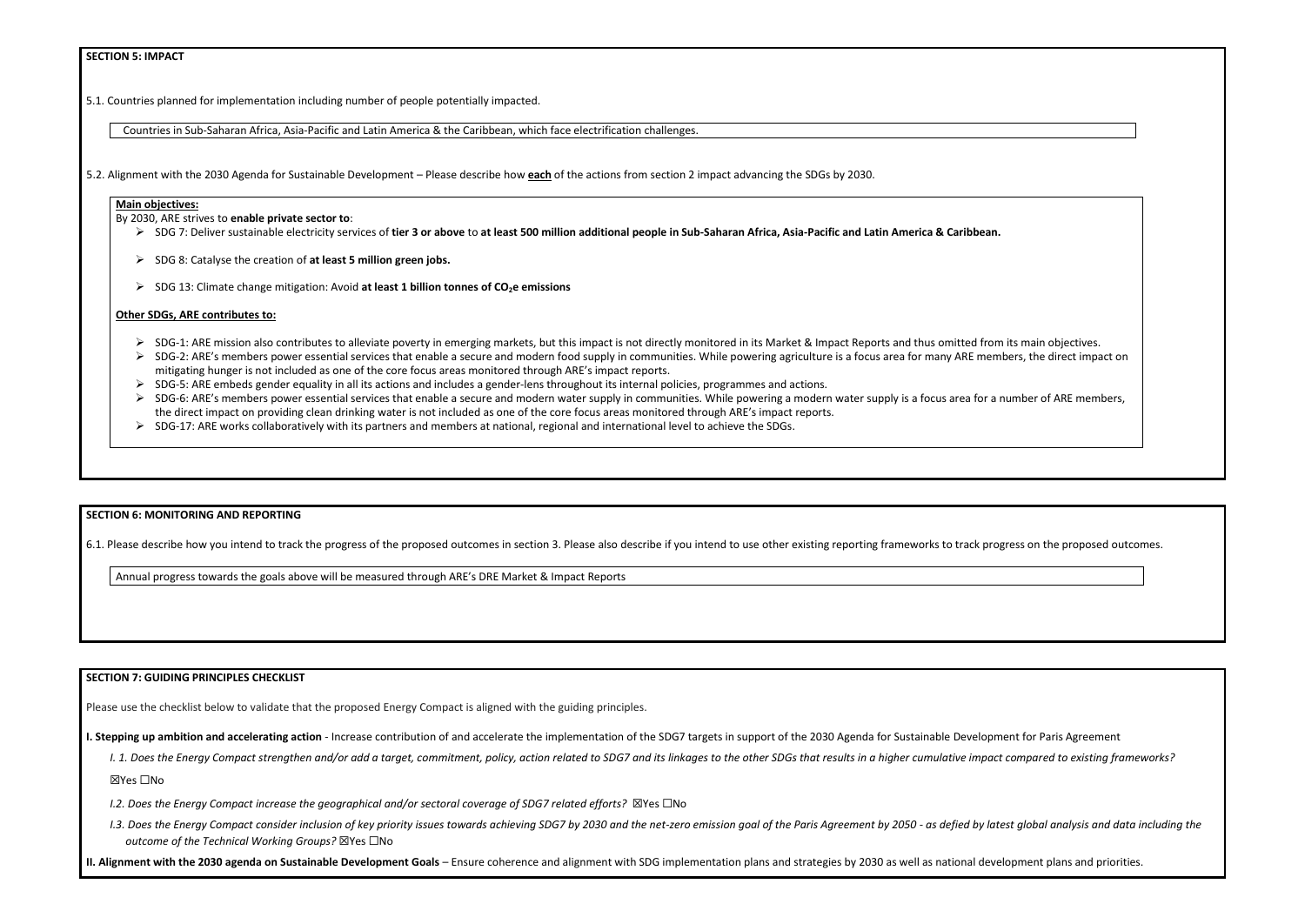## SECTION 5: IMPACT

5.1. Countries planned for implementation including number of people potentially impacted.

Countries in Sub-Saharan Africa, Asia-Pacific and Latin America & the Caribbean, which face electrification challenges.

5.2. Alignment with the 2030 Agenda for Sustainable Development – Please describe how **each** of the actions from section 2 impact advancing the SDGs by 2030.

**Main objectives:**

By 2030, ARE strives to **enable private sector to**:

- SDG 7: Deliver sustainable electricity services of **tier 3 or above** to **at least 500 million additional people in Sub-Saharan Africa, Asia-Pacific and Latin America & Caribbean.**
- SDG 8: Catalyse the creation of **at least 5 million green jobs.**
- SDG 13: Climate change mitigation: Avoid **at least 1 billion tonnes of $CO_2$e emissions**

**Other SDGs, ARE contributes to:**

- SDG-1: ARE mission also contributes to alleviate poverty in emerging markets, but this impact is not directly monitored in its Market & Impact Reports and thus omitted from its main objectives.
- SDG-2: ARE's members power essential services that enable a secure and modern food supply in communities. While powering agriculture is a focus area for many ARE members, the direct impact on mitigating hunger is not included as one of the core focus areas monitored through ARE's impact reports.
- SDG-5: ARE embeds gender equality in all its actions and includes a gender-lens throughout its internal policies, programmes and actions.
- SDG-6: ARE's members power essential services that enable a secure and modern water supply in communities. While powering a modern water supply is a focus area for a number of ARE members, the direct impact on providing clean drinking water is not included as one of the core focus areas monitored through ARE's impact reports.
- SDG-17: ARE works collaboratively with its partners and members at national, regional and international level to achieve the SDGs.

## SECTION 6: MONITORING AND REPORTING

6.1. Please describe how you intend to track the progress of the proposed outcomes in section 3. Please also describe if you intend to use other existing reporting frameworks to track progress on the proposed outcomes.

Annual progress towards the goals above will be measured through ARE's DRE Market & Impact Reports

## SECTION 7: GUIDING PRINCIPLES CHECKLIST

Please use the checklist below to validate that the proposed Energy Compact is aligned with the guiding principles.

**I. Stepping up ambition and accelerating action** - Increase contribution of and accelerate the implementation of the SDG7 targets in support of the 2030 Agenda for Sustainable Development for Paris Agreement

*I. 1. Does the Energy Compact strengthen and/or add a target, commitment, policy, action related to SDG7 and its linkages to the other SDGs that results in a higher cumulative impact compared to existing frameworks?*

☒Yes ☐No

*I.2. Does the Energy Compact increase the geographical and/or sectoral coverage of SDG7 related efforts?* ☒Yes ☐No

*I.3. Does the Energy Compact consider inclusion of key priority issues towards achieving SDG7 by 2030 and the net-zero emission goal of the Paris Agreement by 2050 - as defied by latest global analysis and data including the outcome of the Technical Working Groups?* ☒Yes ☐No

**II. Alignment with the 2030 agenda on Sustainable Development Goals** – Ensure coherence and alignment with SDG implementation plans and strategies by 2030 as well as national development plans and priorities.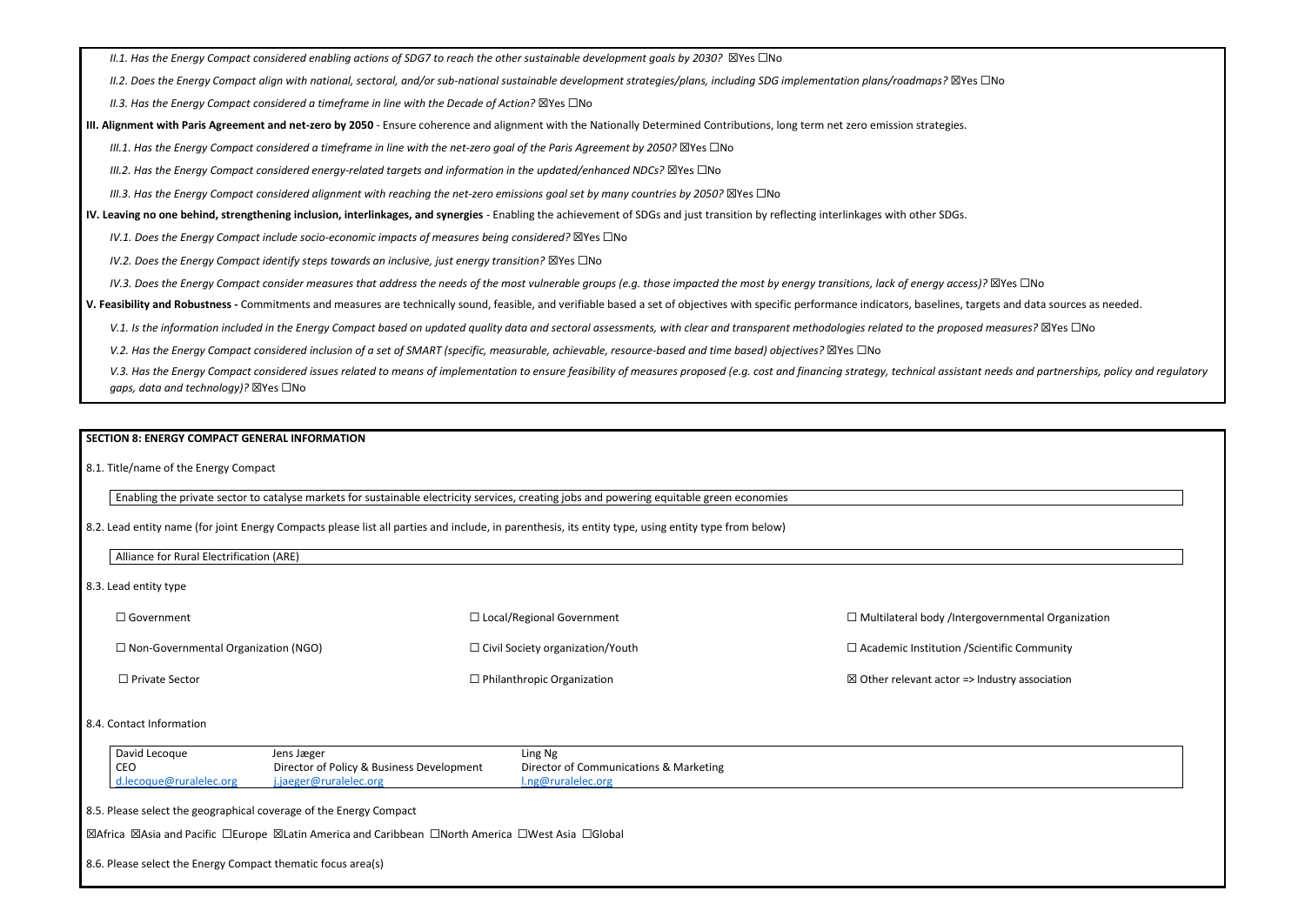*II.1. Has the Energy Compact considered enabling actions of SDG7 to reach the other sustainable development goals by 2030?* ☒Yes ☐No

*II.2. Does the Energy Compact align with national, sectoral, and/or sub-national sustainable development strategies/plans, including SDG implementation plans/roadmaps?* ☒Yes ☐No

*II.3. Has the Energy Compact considered a timeframe in line with the Decade of Action?* ☒Yes ☐No

**III. Alignment with Paris Agreement and net-zero by 2050** - Ensure coherence and alignment with the Nationally Determined Contributions, long term net zero emission strategies.

*III.1. Has the Energy Compact considered a timeframe in line with the net-zero goal of the Paris Agreement by 2050?* ☒Yes ☐No

*III.2. Has the Energy Compact considered energy-related targets and information in the updated/enhanced NDCs?* ☒Yes ☐No

*III.3. Has the Energy Compact considered alignment with reaching the net-zero emissions goal set by many countries by 2050?* ☒Yes ☐No

**IV. Leaving no one behind, strengthening inclusion, interlinkages, and synergies** - Enabling the achievement of SDGs and just transition by reflecting interlinkages with other SDGs.

*IV.1. Does the Energy Compact include socio-economic impacts of measures being considered?* ☒Yes ☐No

*IV.2. Does the Energy Compact identify steps towards an inclusive, just energy transition?* ☒Yes ☐No

*IV.3. Does the Energy Compact consider measures that address the needs of the most vulnerable groups (e.g. those impacted the most by energy transitions, lack of energy access)?* ☒Yes ☐No

**V. Feasibility and Robustness -** Commitments and measures are technically sound, feasible, and verifiable based a set of objectives with specific performance indicators, baselines, targets and data sources as needed.

*V.1. Is the information included in the Energy Compact based on updated quality data and sectoral assessments, with clear and transparent methodologies related to the proposed measures?* ☒Yes ☐No

*V.2. Has the Energy Compact considered inclusion of a set of SMART (specific, measurable, achievable, resource-based and time based) objectives?* ☒Yes ☐No

*V.3. Has the Energy Compact considered issues related to means of implementation to ensure feasibility of measures proposed (e.g. cost and financing strategy, technical assistant needs and partnerships, policy and regulatory gaps, data and technology)?* ☒Yes ☐No

## SECTION 8: ENERGY COMPACT GENERAL INFORMATION

8.1. Title/name of the Energy Compact

Enabling the private sector to catalyse markets for sustainable electricity services, creating jobs and powering equitable green economies

8.2. Lead entity name (for joint Energy Compacts please list all parties and include, in parenthesis, its entity type, using entity type from below)

Alliance for Rural Electrification (ARE)

8.3. Lead entity type

| | | |
|---|---|---|
| ☐ Government | ☐ Local/Regional Government | ☐ Multilateral body /Intergovernmental Organization |
| ☐ Non-Governmental Organization (NGO) | ☐ Civil Society organization/Youth | ☐ Academic Institution /Scientific Community |
| ☐ Private Sector | ☐ Philanthropic Organization | ☒ Other relevant actor => Industry association |

8.4. Contact Information

| | | |
|---|---|---|
| David Lecoque<br>CEO<br>d.lecoque@ruralelec.org | Jens Jæger<br>Director of Policy & Business Development<br>j.jaeger@ruralelec.org | Ling Ng<br>Director of Communications & Marketing<br>l.ng@ruralelec.org |

8.5. Please select the geographical coverage of the Energy Compact

☒Africa ☒Asia and Pacific ☐Europe ☒Latin America and Caribbean ☐North America ☐West Asia ☐Global

8.6. Please select the Energy Compact thematic focus area(s)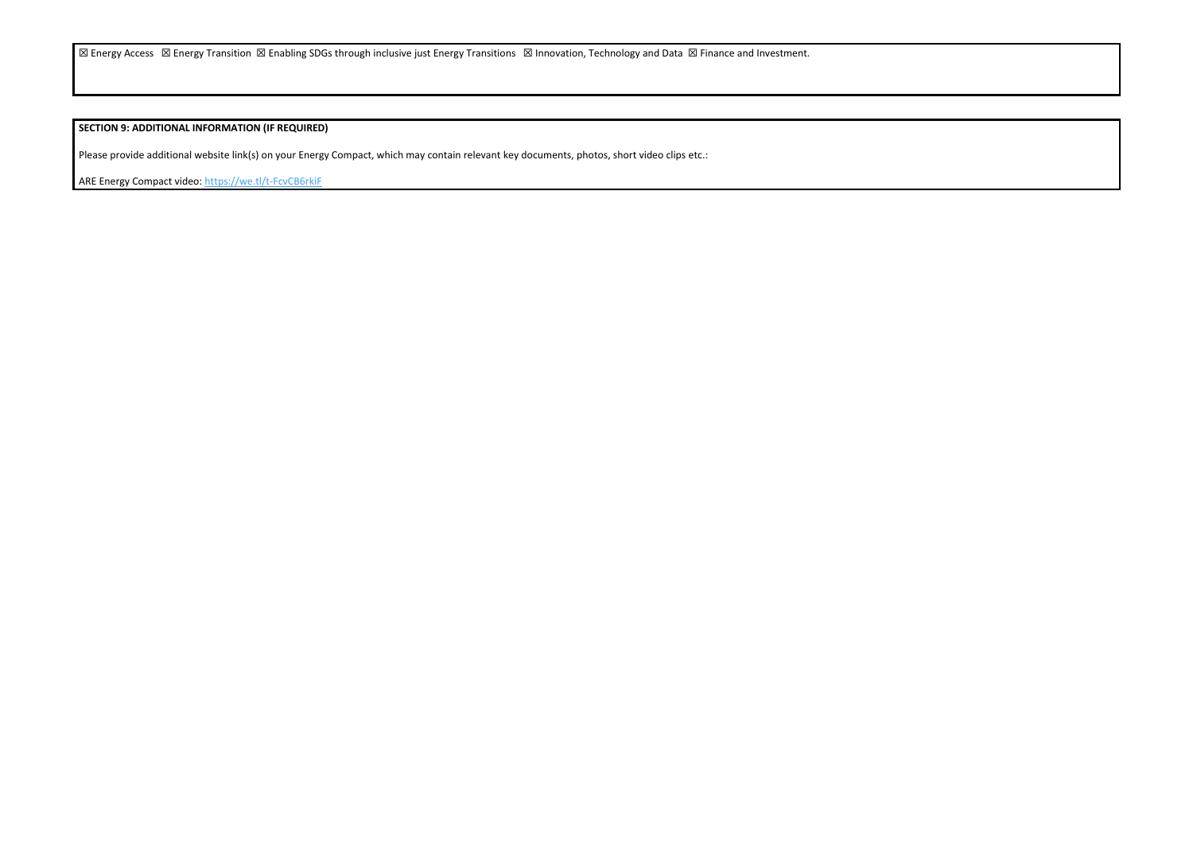☒ Energy Access ☒ Energy Transition ☒ Enabling SDGs through inclusive just Energy Transitions ☒ Innovation, Technology and Data ☒ Finance and Investment.

**SECTION 9: ADDITIONAL INFORMATION (IF REQUIRED)**

Please provide additional website link(s) on your Energy Compact, which may contain relevant key documents, photos, short video clips etc.:

ARE Energy Compact video: https://we.tl/t-FcvCB6rkiF